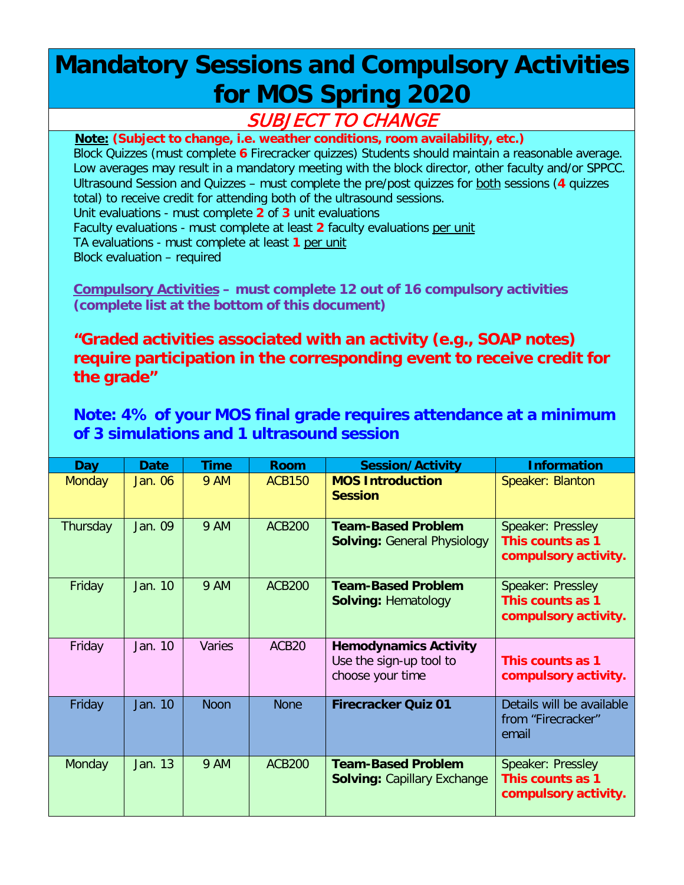# Mandatory Sessions and Compulsory Activities for MOS Spring 2020

*SUBJECT TO CHANGE*

**Note:** **(Subject to change, i.e. weather conditions, room availability, etc.)**

Block Quizzes (must complete **6** Firecracker quizzes) Students should maintain a reasonable average. Low averages may result in a mandatory meeting with the block director, other faculty and/or SPPCC.

Ultrasound Session and Quizzes – must complete the pre/post quizzes for both sessions (**4** quizzes total) to receive credit for attending both of the ultrasound sessions.

Unit evaluations - must complete **2** of **3** unit evaluations

Faculty evaluations - must complete at least **2** faculty evaluations per unit

TA evaluations - must complete at least **1** per unit

Block evaluation – required

**Compulsory Activities – must complete 12 out of 16 compulsory activities (complete list at the bottom of this document)**

**"Graded activities associated with an activity (e.g., SOAP notes) require participation in the corresponding event to receive credit for the grade"**

**Note: 4% of your MOS final grade requires attendance at a minimum of 3 simulations and 1 ultrasound session**

| Day | Date | Time | Room | Session/Activity | Information |
|---|---|---|---|---|---|
| Monday | Jan. 06 | 9 AM | ACB150 | **MOS Introduction Session** | Speaker: Blanton |
| Thursday | Jan. 09 | 9 AM | ACB200 | **Team-Based Problem Solving:** General Physiology | Speaker: Pressley **This counts as 1 compulsory activity.** |
| Friday | Jan. 10 | 9 AM | ACB200 | **Team-Based Problem Solving:** Hematology | Speaker: Pressley **This counts as 1 compulsory activity.** |
| Friday | Jan. 10 | Varies | ACB20 | **Hemodynamics Activity** Use the sign-up tool to choose your time | **This counts as 1 compulsory activity.** |
| Friday | Jan. 10 | Noon | None | **Firecracker Quiz 01** | Details will be available from "Firecracker" email |
| Monday | Jan. 13 | 9 AM | ACB200 | **Team-Based Problem Solving:** Capillary Exchange | Speaker: Pressley **This counts as 1 compulsory activity.** |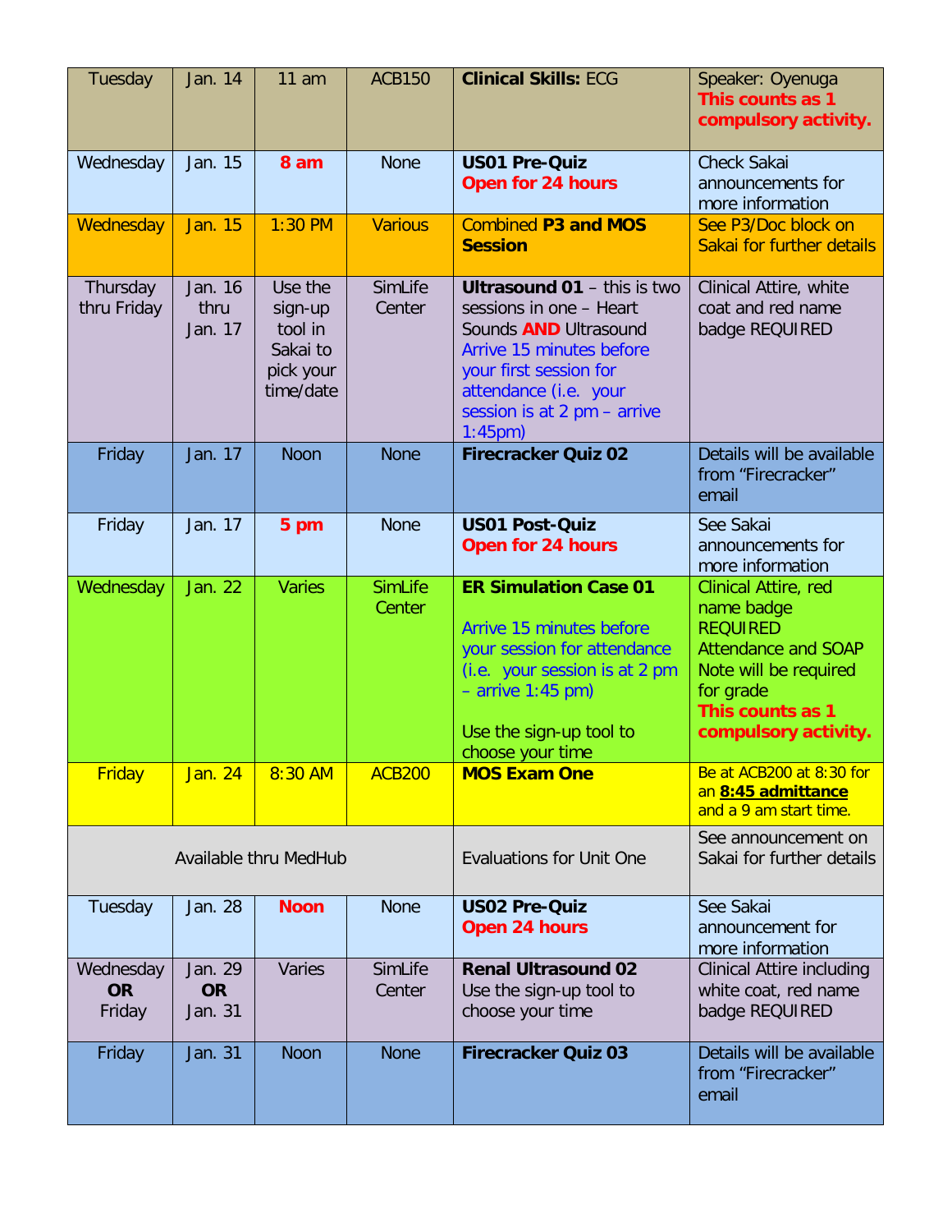| Tuesday | Jan. 14 | 11 am | ACB150 | **Clinical Skills:** ECG | Speaker: Oyenuga **This counts as 1 compulsory activity.** |
|---|---|---|---|---|---|
| Wednesday | Jan. 15 | **8 am** | None | **US01 Pre-Quiz** **Open for 24 hours** | Check Sakai announcements for more information |
| Wednesday | Jan. 15 | 1:30 PM | Various | Combined **P3 and MOS Session** | See P3/Doc block on Sakai for further details |
| Thursday thru Friday | Jan. 16 thru Jan. 17 | Use the sign-up tool in Sakai to pick your time/date | SimLife Center | **Ultrasound 01** – this is two sessions in one – Heart Sounds **AND** Ultrasound Arrive 15 minutes before your first session for attendance (i.e. your session is at 2 pm – arrive 1:45pm) | Clinical Attire, white coat and red name badge REQUIRED |
| Friday | Jan. 17 | Noon | None | **Firecracker Quiz 02** | Details will be available from "Firecracker" email |
| Friday | Jan. 17 | **5 pm** | None | **US01 Post-Quiz** **Open for 24 hours** | See Sakai announcements for more information |
| Wednesday | Jan. 22 | Varies | SimLife Center | **ER Simulation Case 01** Arrive 15 minutes before your session for attendance (i.e. your session is at 2 pm – arrive 1:45 pm) Use the sign-up tool to choose your time | Clinical Attire, red name badge REQUIRED Attendance and SOAP Note will be required for grade **This counts as 1 compulsory activity.** |
| Friday | Jan. 24 | 8:30 AM | ACB200 | **MOS Exam One** | Be at ACB200 at 8:30 for an **8:45 admittance** and a 9 am start time. |
| Available thru MedHub | | | | Evaluations for Unit One | See announcement on Sakai for further details |
| Tuesday | Jan. 28 | **Noon** | None | **US02 Pre-Quiz** **Open 24 hours** | See Sakai announcement for more information |
| Wednesday **OR** Friday | Jan. 29 **OR** Jan. 31 | Varies | SimLife Center | **Renal Ultrasound 02** Use the sign-up tool to choose your time | Clinical Attire including white coat, red name badge REQUIRED |
| Friday | Jan. 31 | Noon | None | **Firecracker Quiz 03** | Details will be available from "Firecracker" email |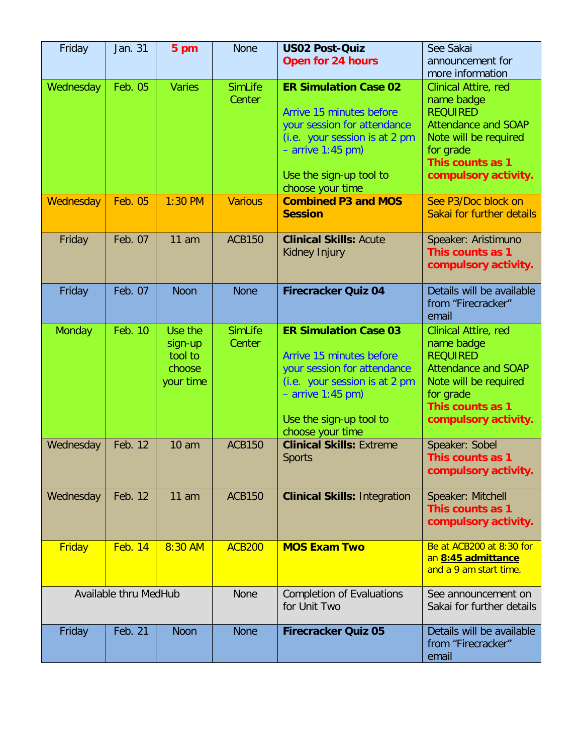| Friday | Jan. 31 | **5 pm** | None | **US02 Post-Quiz** **Open for 24 hours** | See Sakai announcement for more information |
|---|---|---|---|---|---|
| Wednesday | Feb. 05 | Varies | SimLife Center | **ER Simulation Case 02** Arrive 15 minutes before your session for attendance (i.e. your session is at 2 pm – arrive 1:45 pm) Use the sign-up tool to choose your time | Clinical Attire, red name badge REQUIRED Attendance and SOAP Note will be required for grade **This counts as 1 compulsory activity.** |
| Wednesday | Feb. 05 | 1:30 PM | Various | **Combined P3 and MOS Session** | See P3/Doc block on Sakai for further details |
| Friday | Feb. 07 | 11 am | ACB150 | **Clinical Skills:** Acute Kidney Injury | Speaker: Aristimuno **This counts as 1 compulsory activity.** |
| Friday | Feb. 07 | Noon | None | **Firecracker Quiz 04** | Details will be available from "Firecracker" email |
| Monday | Feb. 10 | Use the sign-up tool to choose your time | SimLife Center | **ER Simulation Case 03** Arrive 15 minutes before your session for attendance (i.e. your session is at 2 pm – arrive 1:45 pm) Use the sign-up tool to choose your time | Clinical Attire, red name badge REQUIRED Attendance and SOAP Note will be required for grade **This counts as 1 compulsory activity.** |
| Wednesday | Feb. 12 | 10 am | ACB150 | **Clinical Skills:** Extreme Sports | Speaker: Sobel **This counts as 1 compulsory activity.** |
| Wednesday | Feb. 12 | 11 am | ACB150 | **Clinical Skills:** Integration | Speaker: Mitchell **This counts as 1 compulsory activity.** |
| Friday | Feb. 14 | 8:30 AM | ACB200 | **MOS Exam Two** | Be at ACB200 at 8:30 for an **8:45 admittance** and a 9 am start time. |
| Available thru MedHub | | | None | Completion of Evaluations for Unit Two | See announcement on Sakai for further details |
| Friday | Feb. 21 | Noon | None | **Firecracker Quiz 05** | Details will be available from "Firecracker" email |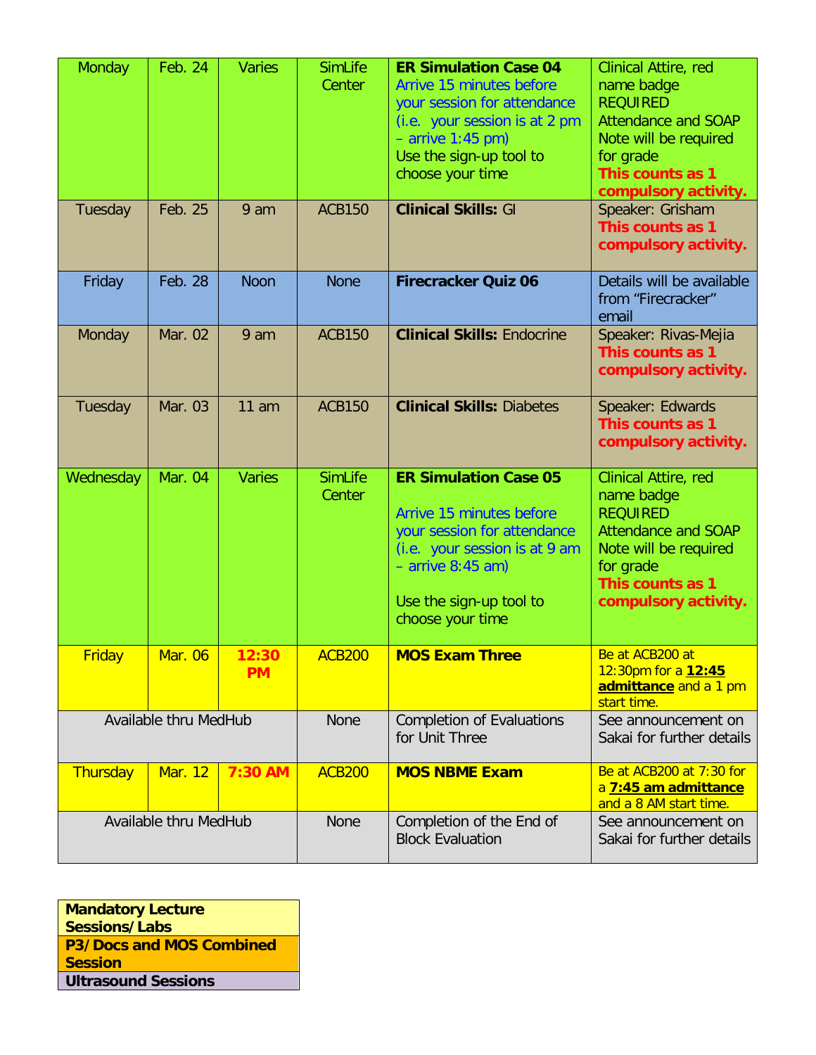| Monday | Feb. 24 | Varies | SimLife Center | **ER Simulation Case 04** Arrive 15 minutes before your session for attendance (i.e. your session is at 2 pm – arrive 1:45 pm) Use the sign-up tool to choose your time | Clinical Attire, red name badge REQUIRED Attendance and SOAP Note will be required for grade **This counts as 1 compulsory activity.** |
|---|---|---|---|---|---|
| Tuesday | Feb. 25 | 9 am | ACB150 | **Clinical Skills:** GI | Speaker: Grisham **This counts as 1 compulsory activity.** |
| Friday | Feb. 28 | Noon | None | **Firecracker Quiz 06** | Details will be available from "Firecracker" email |
| Monday | Mar. 02 | 9 am | ACB150 | **Clinical Skills:** Endocrine | Speaker: Rivas-Mejia **This counts as 1 compulsory activity.** |
| Tuesday | Mar. 03 | 11 am | ACB150 | **Clinical Skills:** Diabetes | Speaker: Edwards **This counts as 1 compulsory activity.** |
| Wednesday | Mar. 04 | Varies | SimLife Center | **ER Simulation Case 05** Arrive 15 minutes before your session for attendance (i.e. your session is at 9 am – arrive 8:45 am) Use the sign-up tool to choose your time | Clinical Attire, red name badge REQUIRED Attendance and SOAP Note will be required for grade **This counts as 1 compulsory activity.** |
| Friday | Mar. 06 | **12:30 PM** | ACB200 | **MOS Exam Three** | Be at ACB200 at 12:30pm for a **12:45 admittance** and a 1 pm start time. |
| Available thru MedHub | | | None | Completion of Evaluations for Unit Three | See announcement on Sakai for further details |
| Thursday | Mar. 12 | **7:30 AM** | ACB200 | **MOS NBME Exam** | Be at ACB200 at 7:30 for a **7:45 am admittance** and a 8 AM start time. |
| Available thru MedHub | | | None | Completion of the End of Block Evaluation | See announcement on Sakai for further details |

| **Mandatory Lecture Sessions/Labs** |
|---|
| **P3/Docs and MOS Combined Session** |
| **Ultrasound Sessions** |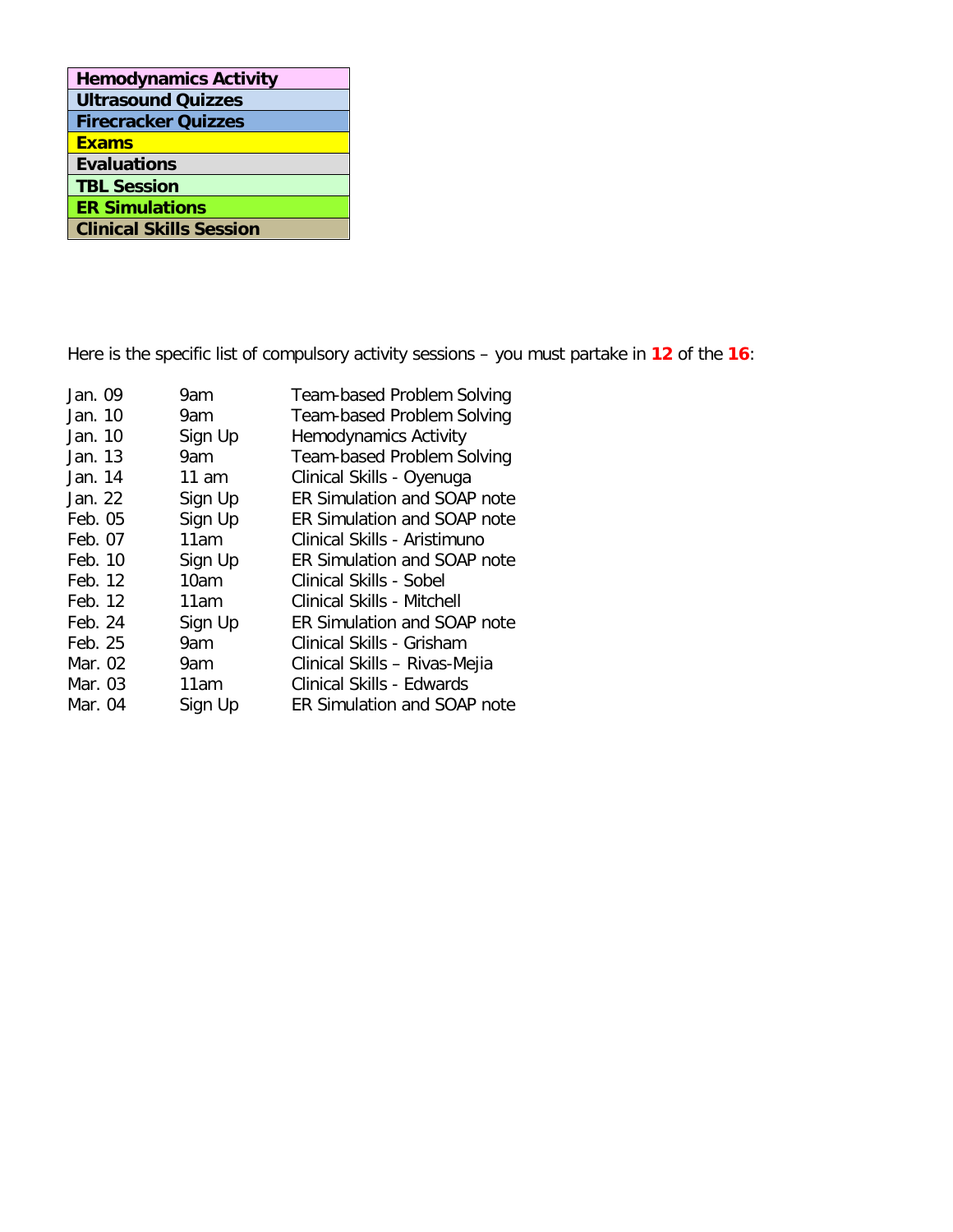| |
|---|
| **Hemodynamics Activity** |
| **Ultrasound Quizzes** |
| **Firecracker Quizzes** |
| **Exams** |
| **Evaluations** |
| **TBL Session** |
| **ER Simulations** |
| **Clinical Skills Session** |

Here is the specific list of compulsory activity sessions – you must partake in **12** of the **16**:

| | | |
|---|---|---|
| Jan. 09 | 9am | Team-based Problem Solving |
| Jan. 10 | 9am | Team-based Problem Solving |
| Jan. 10 | Sign Up | Hemodynamics Activity |
| Jan. 13 | 9am | Team-based Problem Solving |
| Jan. 14 | 11 am | Clinical Skills - Oyenuga |
| Jan. 22 | Sign Up | ER Simulation and SOAP note |
| Feb. 05 | Sign Up | ER Simulation and SOAP note |
| Feb. 07 | 11am | Clinical Skills - Aristimuno |
| Feb. 10 | Sign Up | ER Simulation and SOAP note |
| Feb. 12 | 10am | Clinical Skills - Sobel |
| Feb. 12 | 11am | Clinical Skills - Mitchell |
| Feb. 24 | Sign Up | ER Simulation and SOAP note |
| Feb. 25 | 9am | Clinical Skills - Grisham |
| Mar. 02 | 9am | Clinical Skills – Rivas-Mejia |
| Mar. 03 | 11am | Clinical Skills - Edwards |
| Mar. 04 | Sign Up | ER Simulation and SOAP note |